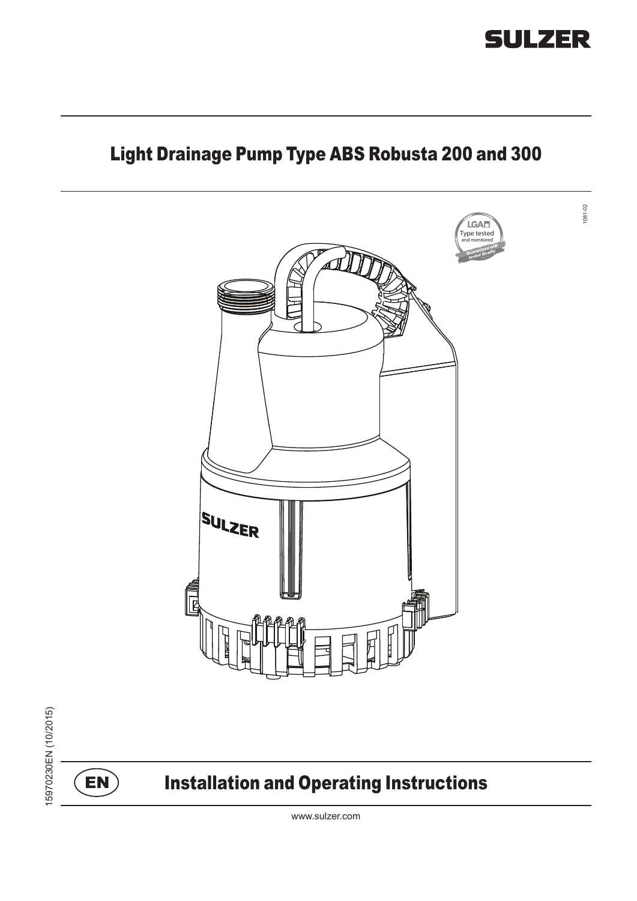SULZER

# Light Drainage Pump Type ABS Robusta 200 and 300

15970230EN (10/2015)

EN

## Installation and Operating Instructions

www.sulzer.com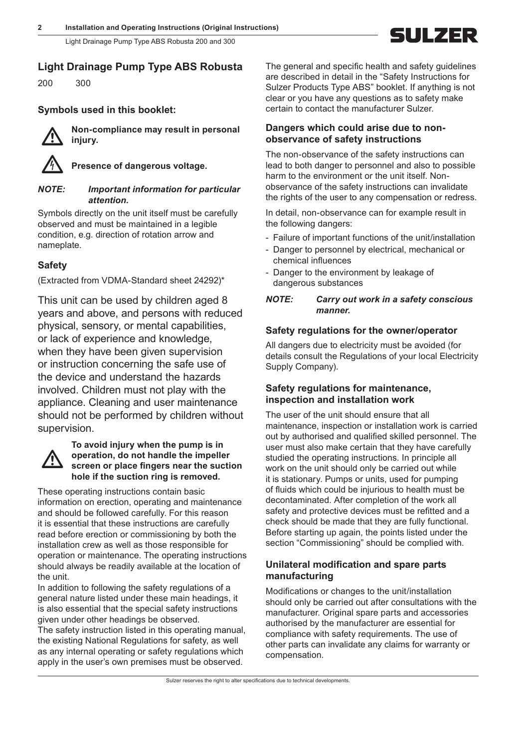## Light Drainage Pump Type ABS Robusta

200 300

### Symbols used in this booklet:

**Non-compliance may result in personal injury.**

**Presence of dangerous voltage.**

***NOTE: Important information for particular attention.***

Symbols directly on the unit itself must be carefully observed and must be maintained in a legible condition, e.g. direction of rotation arrow and nameplate.

### Safety

(Extracted from VDMA-Standard sheet 24292)*

This unit can be used by children aged 8 years and above, and persons with reduced physical, sensory, or mental capabilities, or lack of experience and knowledge, when they have been given supervision or instruction concerning the safe use of the device and understand the hazards involved. Children must not play with the appliance. Cleaning and user maintenance should not be performed by children without supervision.

**To avoid injury when the pump is in operation, do not handle the impeller screen or place fingers near the suction hole if the suction ring is removed.**

These operating instructions contain basic information on erection, operating and maintenance and should be followed carefully. For this reason it is essential that these instructions are carefully read before erection or commissioning by both the installation crew as well as those responsible for operation or maintenance. The operating instructions should always be readily available at the location of the unit.

In addition to following the safety regulations of a general nature listed under these main headings, it is also essential that the special safety instructions given under other headings be observed.

The safety instruction listed in this operating manual, the existing National Regulations for safety, as well as any internal operating or safety regulations which apply in the user's own premises must be observed.

The general and specific health and safety guidelines are described in detail in the "Safety Instructions for Sulzer Products Type ABS" booklet. If anything is not clear or you have any questions as to safety make certain to contact the manufacturer Sulzer.

### Dangers which could arise due to non-observance of safety instructions

The non-observance of the safety instructions can lead to both danger to personnel and also to possible harm to the environment or the unit itself. Non-observance of the safety instructions can invalidate the rights of the user to any compensation or redress.

In detail, non-observance can for example result in the following dangers:

- Failure of important functions of the unit/installation
- Danger to personnel by electrical, mechanical or chemical influences
- Danger to the environment by leakage of dangerous substances

***NOTE: Carry out work in a safety conscious manner.***

### Safety regulations for the owner/operator

All dangers due to electricity must be avoided (for details consult the Regulations of your local Electricity Supply Company).

### Safety regulations for maintenance, inspection and installation work

The user of the unit should ensure that all maintenance, inspection or installation work is carried out by authorised and qualified skilled personnel. The user must also make certain that they have carefully studied the operating instructions. In principle all work on the unit should only be carried out while it is stationary. Pumps or units, used for pumping of fluids which could be injurious to health must be decontaminated. After completion of the work all safety and protective devices must be refitted and a check should be made that they are fully functional. Before starting up again, the points listed under the section "Commissioning" should be complied with.

### Unilateral modification and spare parts manufacturing

Modifications or changes to the unit/installation should only be carried out after consultations with the manufacturer. Original spare parts and accessories authorised by the manufacturer are essential for compliance with safety requirements. The use of other parts can invalidate any claims for warranty or compensation.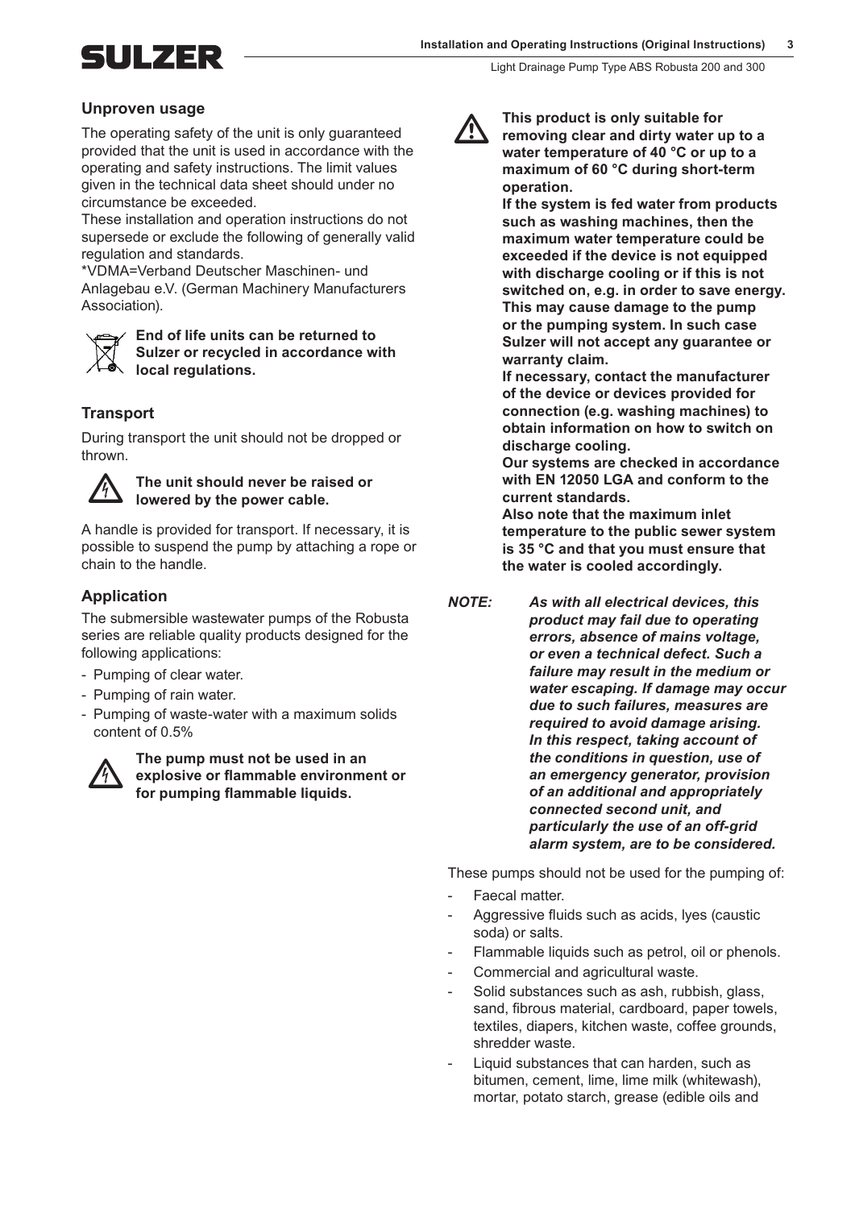## Unproven usage

The operating safety of the unit is only guaranteed provided that the unit is used in accordance with the operating and safety instructions. The limit values given in the technical data sheet should under no circumstance be exceeded.

These installation and operation instructions do not supersede or exclude the following of generally valid regulation and standards.

*VDMA=Verband Deutscher Maschinen- und Anlagebau e.V. (German Machinery Manufacturers Association).

**End of life units can be returned to Sulzer or recycled in accordance with local regulations.**

## Transport

During transport the unit should not be dropped or thrown.

**The unit should never be raised or lowered by the power cable.**

A handle is provided for transport. If necessary, it is possible to suspend the pump by attaching a rope or chain to the handle.

## Application

The submersible wastewater pumps of the Robusta series are reliable quality products designed for the following applications:

- Pumping of clear water.
- Pumping of rain water.
- Pumping of waste-water with a maximum solids content of 0.5%

**The pump must not be used in an explosive or flammable environment or for pumping flammable liquids.**

**This product is only suitable for removing clear and dirty water up to a water temperature of 40 °C or up to a maximum of 60 °C during short-term operation.**

**If the system is fed water from products such as washing machines, then the maximum water temperature could be exceeded if the device is not equipped with discharge cooling or if this is not switched on, e.g. in order to save energy. This may cause damage to the pump or the pumping system. In such case Sulzer will not accept any guarantee or warranty claim.**

**If necessary, contact the manufacturer of the device or devices provided for connection (e.g. washing machines) to obtain information on how to switch on discharge cooling.**

**Our systems are checked in accordance with EN 12050 LGA and conform to the current standards.**

**Also note that the maximum inlet temperature to the public sewer system is 35 °C and that you must ensure that the water is cooled accordingly.**

***NOTE:*** ***As with all electrical devices, this product may fail due to operating errors, absence of mains voltage, or even a technical defect. Such a failure may result in the medium or water escaping. If damage may occur due to such failures, measures are required to avoid damage arising. In this respect, taking account of the conditions in question, use of an emergency generator, provision of an additional and appropriately connected second unit, and particularly the use of an off-grid alarm system, are to be considered.***

These pumps should not be used for the pumping of:

- Faecal matter.
- Aggressive fluids such as acids, lyes (caustic soda) or salts.
- Flammable liquids such as petrol, oil or phenols.
- Commercial and agricultural waste.
- Solid substances such as ash, rubbish, glass, sand, fibrous material, cardboard, paper towels, textiles, diapers, kitchen waste, coffee grounds, shredder waste.
- Liquid substances that can harden, such as bitumen, cement, lime, lime milk (whitewash), mortar, potato starch, grease (edible oils and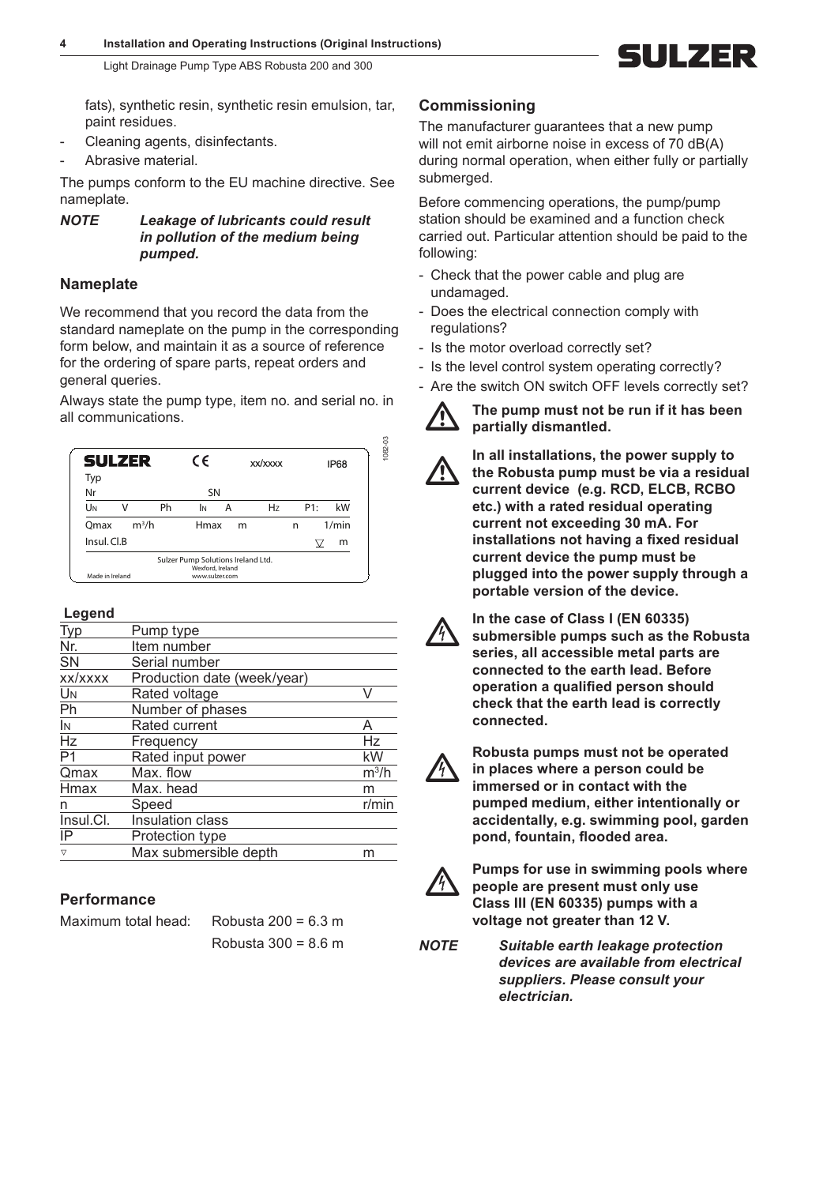fats), synthetic resin, synthetic resin emulsion, tar, paint residues.

- Cleaning agents, disinfectants.
- Abrasive material.

The pumps conform to the EU machine directive. See nameplate.

***NOTE*** ***Leakage of lubricants could result in pollution of the medium being pumped.***

## Nameplate

We recommend that you record the data from the standard nameplate on the pump in the corresponding form below, and maintain it as a source of reference for the ordering of spare parts, repeat orders and general queries.

Always state the pump type, item no. and serial no. in all communications.

| SULZER | CE | xx/xxxx | IP68 |
|---|---|---|---|
| Typ | | | |
| Nr | SN | | |
| $U_N$ V Ph | $I_N$ A | Hz | P1: kW |
| Qmax $m^3/h$ | Hmax m | n | 1/min |
| Insul. Cl.B | | | ▽ m |
| Made in Ireland | Sulzer Pump Solutions Ireland Ltd. Wexford, Ireland www.sulzer.com | | |

1082-03

**Legend**

| | | |
|---|---|---|
| Typ | Pump type | |
| Nr. | Item number | |
| SN | Serial number | |
| xx/xxxx | Production date (week/year) | |
| $U_N$ | Rated voltage | V |
| Ph | Number of phases | |
| $I_N$ | Rated current | A |
| Hz | Frequency | Hz |
| P1 | Rated input power | kW |
| Qmax | Max. flow | $m^3/h$ |
| Hmax | Max. head | m |
| n | Speed | r/min |
| Insul.Cl. | Insulation class | |
| IP | Protection type | |
| ▽ | Max submersible depth | m |

## Performance

Maximum total head: Robusta 200 = 6.3 m

Robusta 300 = 8.6 m

## Commissioning

The manufacturer guarantees that a new pump will not emit airborne noise in excess of 70 dB(A) during normal operation, when either fully or partially submerged.

Before commencing operations, the pump/pump station should be examined and a function check carried out. Particular attention should be paid to the following:

- Check that the power cable and plug are undamaged.
- Does the electrical connection comply with regulations?
- Is the motor overload correctly set?
- Is the level control system operating correctly?
- Are the switch ON switch OFF levels correctly set?

**The pump must not be run if it has been partially dismantled.**

**In all installations, the power supply to the Robusta pump must be via a residual current device (e.g. RCD, ELCB, RCBO etc.) with a rated residual operating current not exceeding 30 mA. For installations not having a fixed residual current device the pump must be plugged into the power supply through a portable version of the device.**

**In the case of Class I (EN 60335) submersible pumps such as the Robusta series, all accessible metal parts are connected to the earth lead. Before operation a qualified person should check that the earth lead is correctly connected.**

**Robusta pumps must not be operated in places where a person could be immersed or in contact with the pumped medium, either intentionally or accidentally, e.g. swimming pool, garden pond, fountain, flooded area.**

**Pumps for use in swimming pools where people are present must only use Class III (EN 60335) pumps with a voltage not greater than 12 V.**

***NOTE*** ***Suitable earth leakage protection devices are available from electrical suppliers. Please consult your electrician.***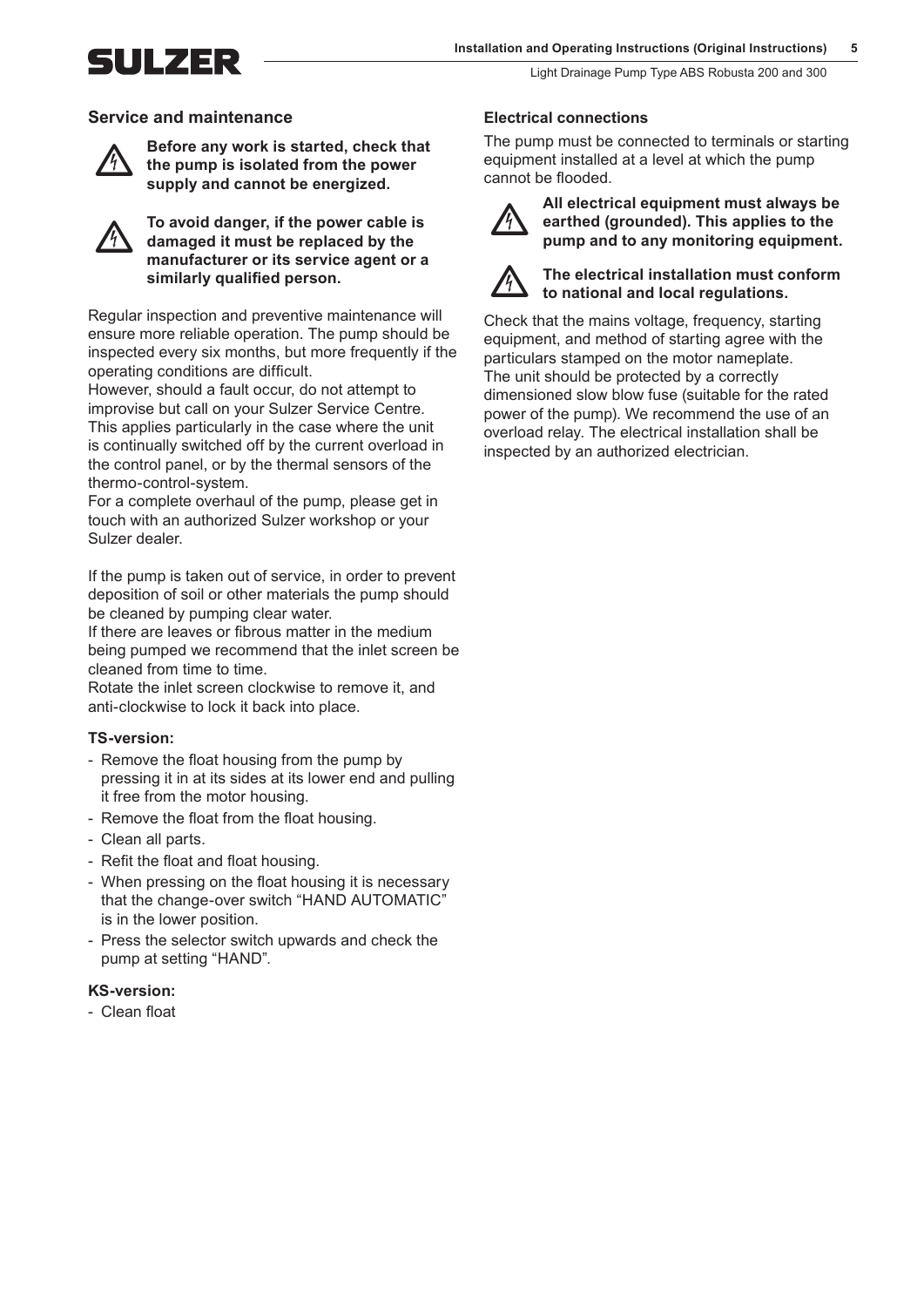## Service and maintenance

**Before any work is started, check that the pump is isolated from the power supply and cannot be energized.**

**To avoid danger, if the power cable is damaged it must be replaced by the manufacturer or its service agent or a similarly qualified person.**

Regular inspection and preventive maintenance will ensure more reliable operation. The pump should be inspected every six months, but more frequently if the operating conditions are difficult.
However, should a fault occur, do not attempt to improvise but call on your Sulzer Service Centre. This applies particularly in the case where the unit is continually switched off by the current overload in the control panel, or by the thermal sensors of the thermo-control-system.
For a complete overhaul of the pump, please get in touch with an authorized Sulzer workshop or your Sulzer dealer.

If the pump is taken out of service, in order to prevent deposition of soil or other materials the pump should be cleaned by pumping clear water.
If there are leaves or fibrous matter in the medium being pumped we recommend that the inlet screen be cleaned from time to time.
Rotate the inlet screen clockwise to remove it, and anti-clockwise to lock it back into place.

### TS-version:

- Remove the float housing from the pump by pressing it in at its sides at its lower end and pulling it free from the motor housing.
- Remove the float from the float housing.
- Clean all parts.
- Refit the float and float housing.
- When pressing on the float housing it is necessary that the change-over switch “HAND AUTOMATIC” is in the lower position.
- Press the selector switch upwards and check the pump at setting “HAND”.

### KS-version:

- Clean float

### Electrical connections

The pump must be connected to terminals or starting equipment installed at a level at which the pump cannot be flooded.

**All electrical equipment must always be earthed (grounded). This applies to the pump and to any monitoring equipment.**

**The electrical installation must conform to national and local regulations.**

Check that the mains voltage, frequency, starting equipment, and method of starting agree with the particulars stamped on the motor nameplate.
The unit should be protected by a correctly dimensioned slow blow fuse (suitable for the rated power of the pump). We recommend the use of an overload relay. The electrical installation shall be inspected by an authorized electrician.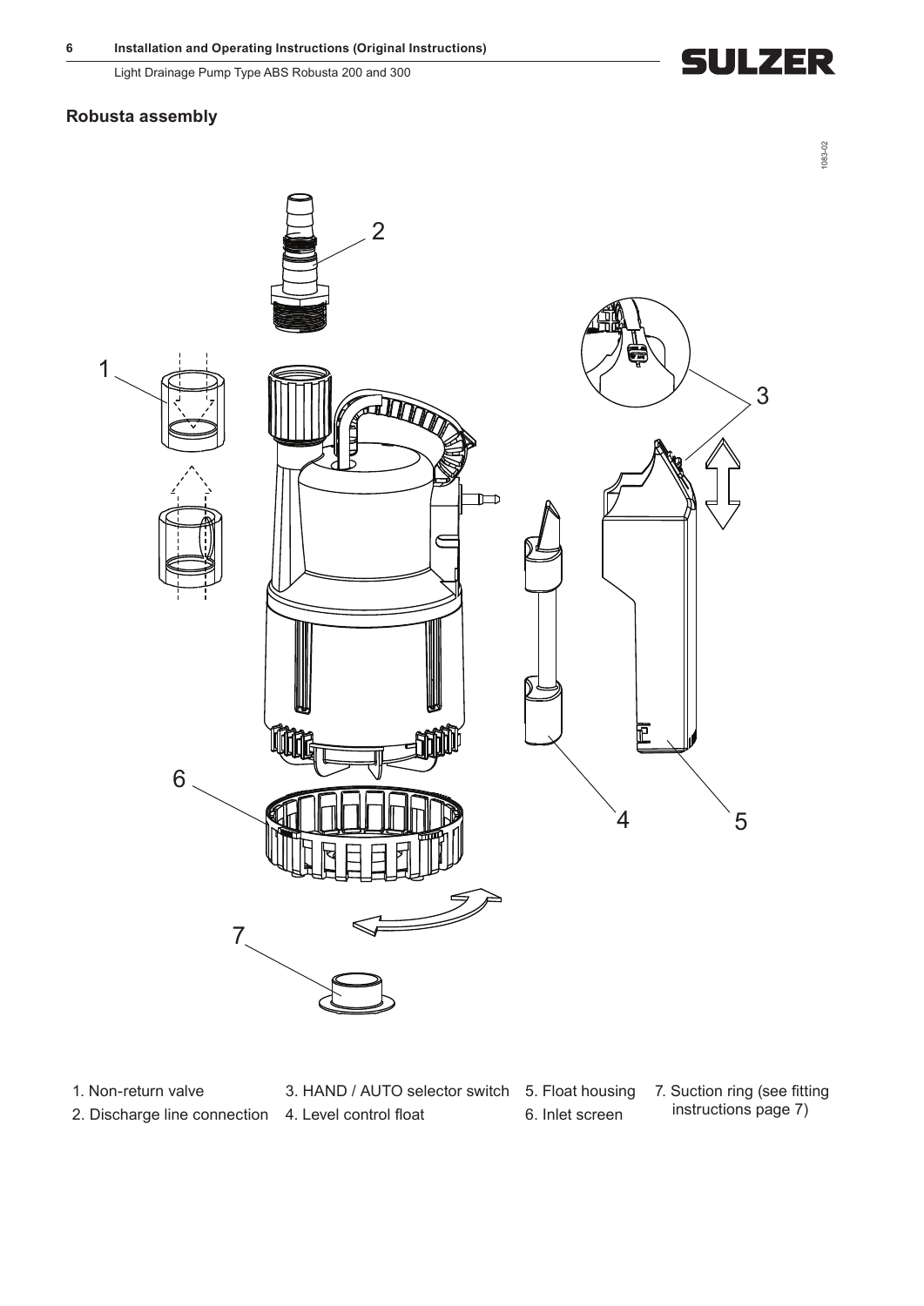## Robusta assembly

1. Non-return valve
2. Discharge line connection
3. HAND / AUTO selector switch
4. Level control float
5. Float housing
6. Inlet screen
7. Suction ring (see fitting instructions page 7)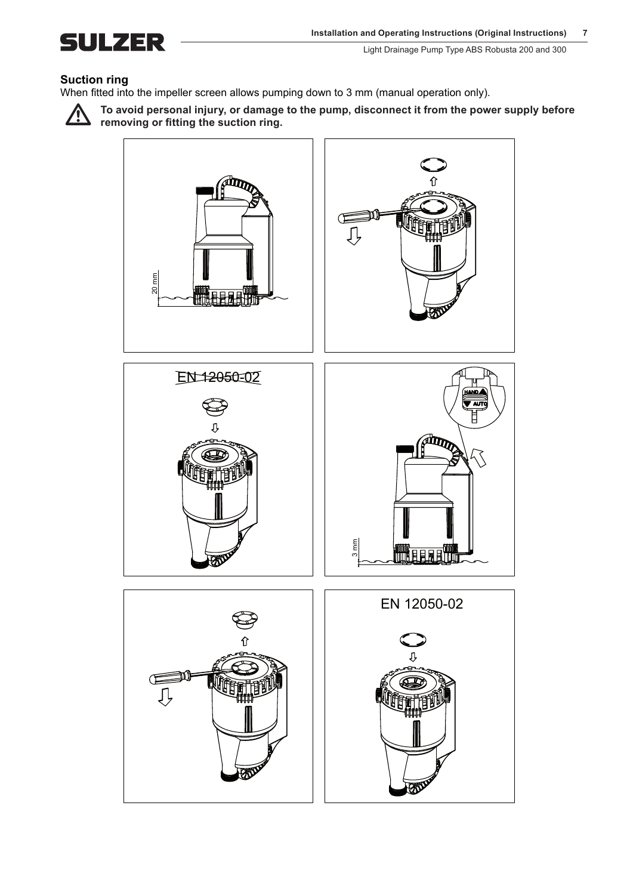## Suction ring

When fitted into the impeller screen allows pumping down to 3 mm (manual operation only).

**To avoid personal injury, or damage to the pump, disconnect it from the power supply before removing or fitting the suction ring.**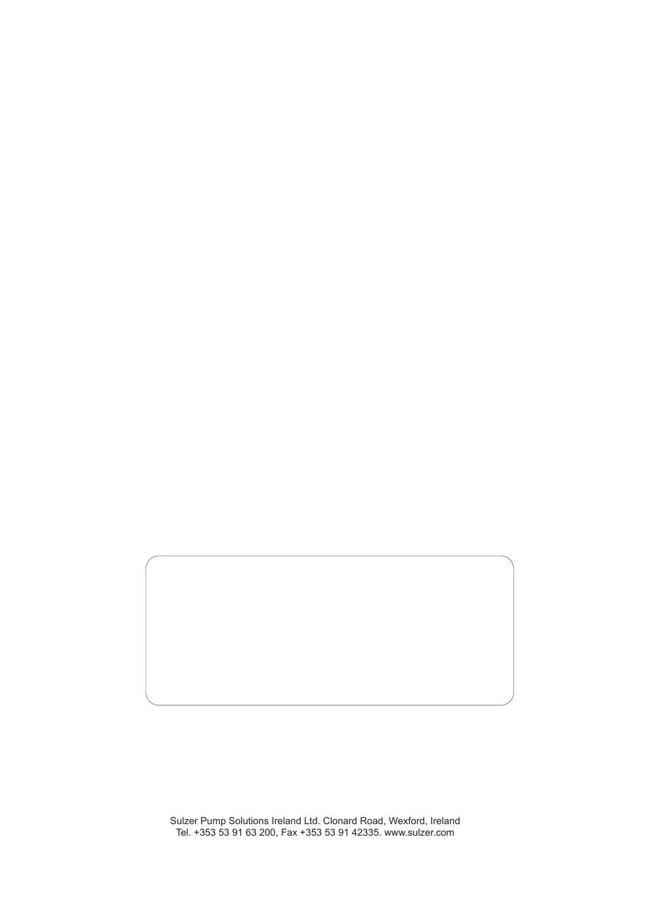Sulzer Pump Solutions Ireland Ltd. Clonard Road, Wexford, Ireland
Tel. +353 53 91 63 200, Fax +353 53 91 42335. www.sulzer.com